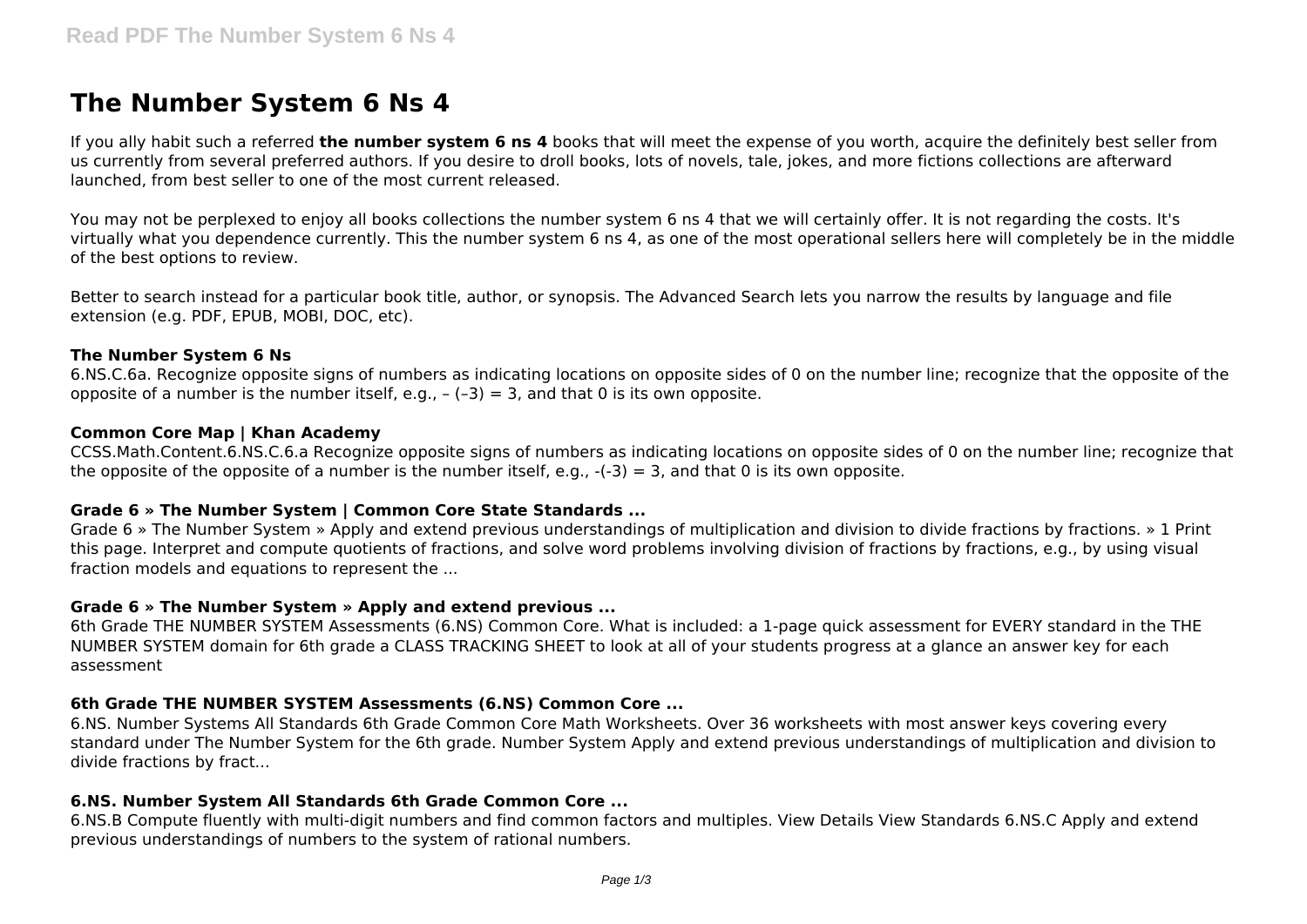# The Number System 6 Ns 4

If you ally habit such a referred **the number system 6 ns 4** books that will meet the expense of you worth, acquire the definitely best seller from us currently from several preferred authors. If you desire to droll books, lots of novels, tale, jokes, and more fictions collections are afterward launched, from best seller to one of the most current released.

You may not be perplexed to enjoy all books collections the number system 6 ns 4 that we will certainly offer. It is not regarding the costs. It's virtually what you dependence currently. This the number system 6 ns 4, as one of the most operational sellers here will completely be in the middle of the best options to review.

Better to search instead for a particular book title, author, or synopsis. The Advanced Search lets you narrow the results by language and file extension (e.g. PDF, EPUB, MOBI, DOC, etc).

### The Number System 6 Ns

6.NS.C.6a. Recognize opposite signs of numbers as indicating locations on opposite sides of 0 on the number line; recognize that the opposite of the opposite of a number is the number itself, e.g., – (–3) = 3, and that 0 is its own opposite.

### Common Core Map | Khan Academy

CCSS.Math.Content.6.NS.C.6.a Recognize opposite signs of numbers as indicating locations on opposite sides of 0 on the number line; recognize that the opposite of the opposite of a number is the number itself, e.g., -(-3) = 3, and that 0 is its own opposite.

### Grade 6 » The Number System | Common Core State Standards ...

Grade 6 » The Number System » Apply and extend previous understandings of multiplication and division to divide fractions by fractions. » 1 Print this page. Interpret and compute quotients of fractions, and solve word problems involving division of fractions by fractions, e.g., by using visual fraction models and equations to represent the ...

### Grade 6 » The Number System » Apply and extend previous ...

6th Grade THE NUMBER SYSTEM Assessments (6.NS) Common Core. What is included: a 1-page quick assessment for EVERY standard in the THE NUMBER SYSTEM domain for 6th grade a CLASS TRACKING SHEET to look at all of your students progress at a glance an answer key for each assessment

### 6th Grade THE NUMBER SYSTEM Assessments (6.NS) Common Core ...

6.NS. Number Systems All Standards 6th Grade Common Core Math Worksheets. Over 36 worksheets with most answer keys covering every standard under The Number System for the 6th grade. Number System Apply and extend previous understandings of multiplication and division to divide fractions by fract...

### 6.NS. Number System All Standards 6th Grade Common Core ...

6.NS.B Compute fluently with multi-digit numbers and find common factors and multiples. View Details View Standards 6.NS.C Apply and extend previous understandings of numbers to the system of rational numbers.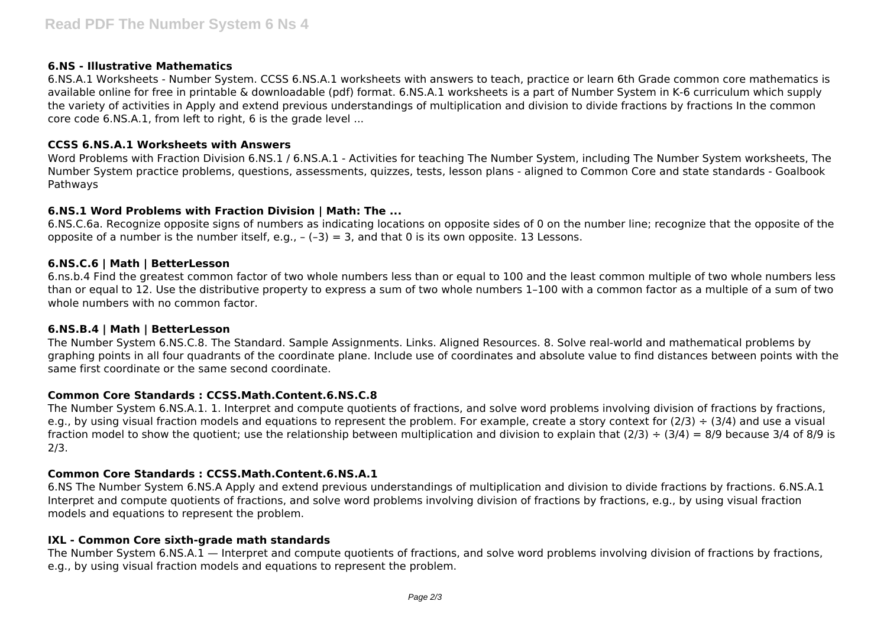### 6.NS - Illustrative Mathematics

6.NS.A.1 Worksheets - Number System. CCSS 6.NS.A.1 worksheets with answers to teach, practice or learn 6th Grade common core mathematics is available online for free in printable & downloadable (pdf) format. 6.NS.A.1 worksheets is a part of Number System in K-6 curriculum which supply the variety of activities in Apply and extend previous understandings of multiplication and division to divide fractions by fractions In the common core code 6.NS.A.1, from left to right, 6 is the grade level ...

### CCSS 6.NS.A.1 Worksheets with Answers

Word Problems with Fraction Division 6.NS.1 / 6.NS.A.1 - Activities for teaching The Number System, including The Number System worksheets, The Number System practice problems, questions, assessments, quizzes, tests, lesson plans - aligned to Common Core and state standards - Goalbook Pathways

### 6.NS.1 Word Problems with Fraction Division | Math: The ...

6.NS.C.6a. Recognize opposite signs of numbers as indicating locations on opposite sides of 0 on the number line; recognize that the opposite of the opposite of a number is the number itself, e.g., $-(-3) = 3$, and that 0 is its own opposite. 13 Lessons.

### 6.NS.C.6 | Math | BetterLesson

6.ns.b.4 Find the greatest common factor of two whole numbers less than or equal to 100 and the least common multiple of two whole numbers less than or equal to 12. Use the distributive property to express a sum of two whole numbers 1–100 with a common factor as a multiple of a sum of two whole numbers with no common factor.

### 6.NS.B.4 | Math | BetterLesson

The Number System 6.NS.C.8. The Standard. Sample Assignments. Links. Aligned Resources. 8. Solve real-world and mathematical problems by graphing points in all four quadrants of the coordinate plane. Include use of coordinates and absolute value to find distances between points with the same first coordinate or the same second coordinate.

### Common Core Standards : CCSS.Math.Content.6.NS.C.8

The Number System 6.NS.A.1. 1. Interpret and compute quotients of fractions, and solve word problems involving division of fractions by fractions, e.g., by using visual fraction models and equations to represent the problem. For example, create a story context for $(2/3) \div (3/4)$ and use a visual fraction model to show the quotient; use the relationship between multiplication and division to explain that $(2/3) \div (3/4) = 8/9$ because 3/4 of 8/9 is 2/3.

### Common Core Standards : CCSS.Math.Content.6.NS.A.1

6.NS The Number System 6.NS.A Apply and extend previous understandings of multiplication and division to divide fractions by fractions. 6.NS.A.1 Interpret and compute quotients of fractions, and solve word problems involving division of fractions by fractions, e.g., by using visual fraction models and equations to represent the problem.

### IXL - Common Core sixth-grade math standards

The Number System 6.NS.A.1 — Interpret and compute quotients of fractions, and solve word problems involving division of fractions by fractions, e.g., by using visual fraction models and equations to represent the problem.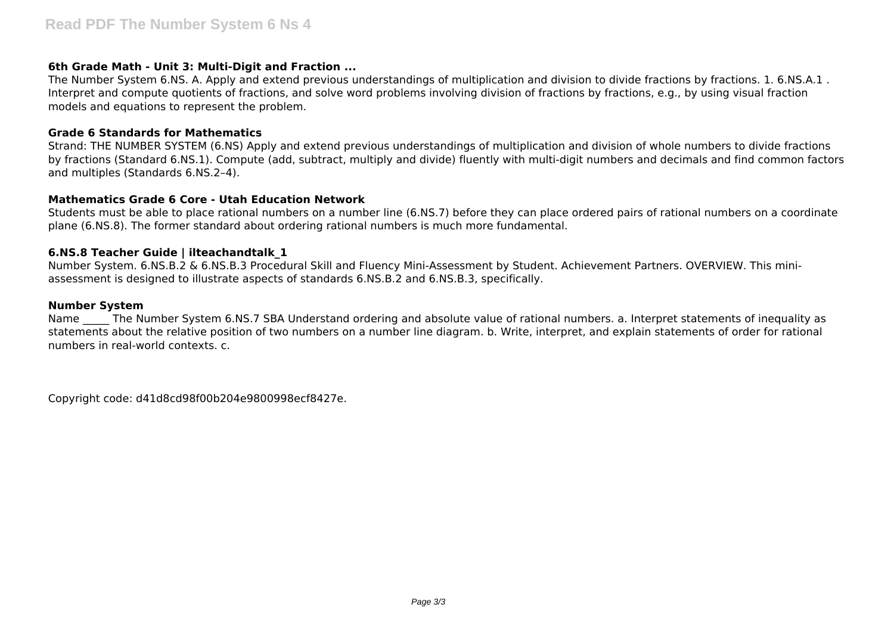### 6th Grade Math - Unit 3: Multi-Digit and Fraction ...

The Number System 6.NS. A. Apply and extend previous understandings of multiplication and division to divide fractions by fractions. 1. 6.NS.A.1 . Interpret and compute quotients of fractions, and solve word problems involving division of fractions by fractions, e.g., by using visual fraction models and equations to represent the problem.

### Grade 6 Standards for Mathematics

Strand: THE NUMBER SYSTEM (6.NS) Apply and extend previous understandings of multiplication and division of whole numbers to divide fractions by fractions (Standard 6.NS.1). Compute (add, subtract, multiply and divide) fluently with multi-digit numbers and decimals and find common factors and multiples (Standards 6.NS.2–4).

### Mathematics Grade 6 Core - Utah Education Network

Students must be able to place rational numbers on a number line (6.NS.7) before they can place ordered pairs of rational numbers on a coordinate plane (6.NS.8). The former standard about ordering rational numbers is much more fundamental.

### 6.NS.8 Teacher Guide | ilteachandtalk_1

Number System. 6.NS.B.2 & 6.NS.B.3 Procedural Skill and Fluency Mini-Assessment by Student. Achievement Partners. OVERVIEW. This mini-assessment is designed to illustrate aspects of standards 6.NS.B.2 and 6.NS.B.3, specifically.

### Number System

Name _____ The Number System 6.NS.7 SBA Understand ordering and absolute value of rational numbers. a. Interpret statements of inequality as statements about the relative position of two numbers on a number line diagram. b. Write, interpret, and explain statements of order for rational numbers in real-world contexts. c.

Copyright code: d41d8cd98f00b204e9800998ecf8427e.